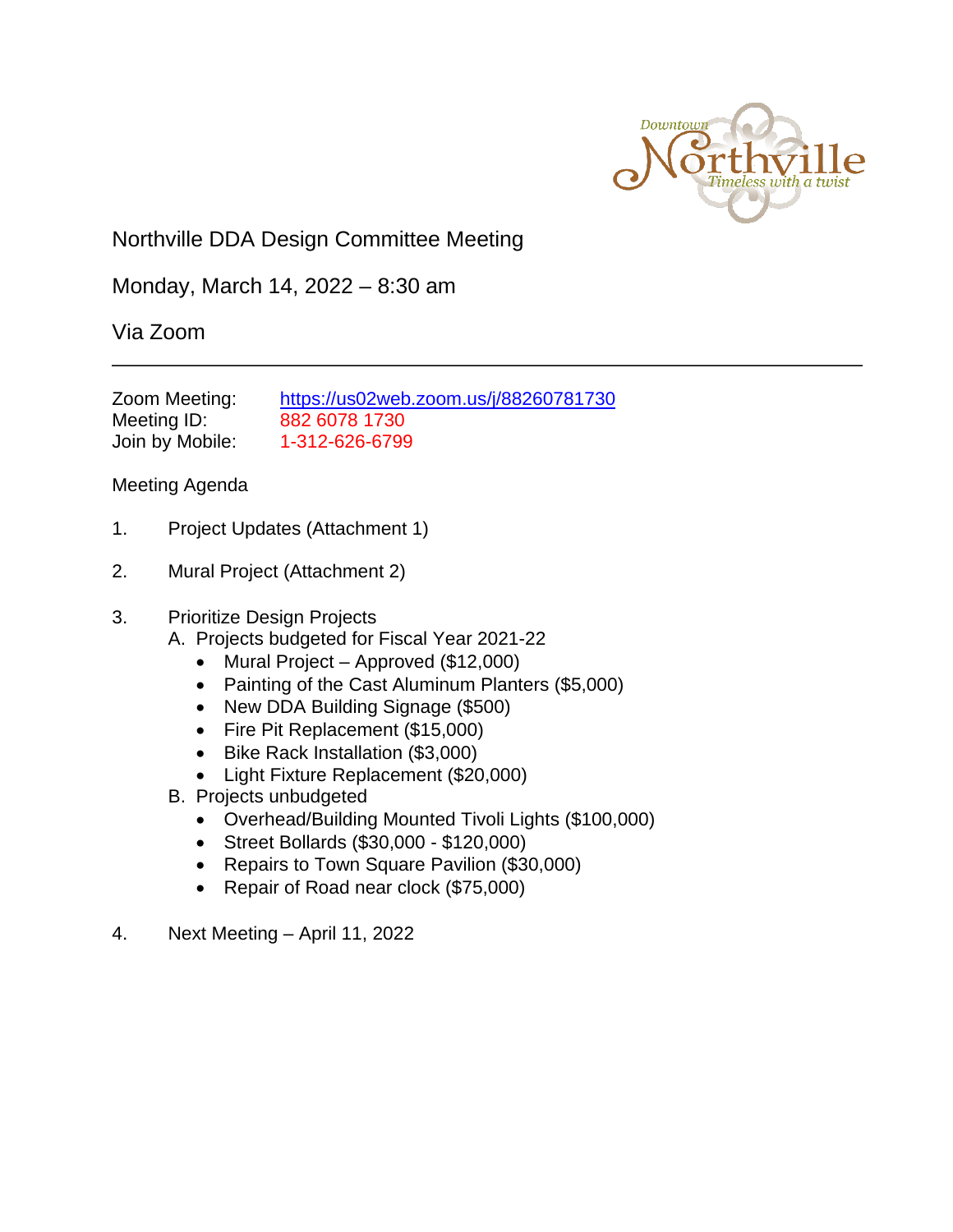# Northville DDA Design Committee Meeting

Monday, March 14, 2022 – 8:30 am

Via Zoom

---

Zoom Meeting: https://us02web.zoom.us/j/88260781730
Meeting ID: 882 6078 1730
Join by Mobile: 1-312-626-6799

Meeting Agenda

1. Project Updates (Attachment 1)

2. Mural Project (Attachment 2)

3. Prioritize Design Projects
   A. Projects budgeted for Fiscal Year 2021-22
      - Mural Project – Approved ($12,000)
      - Painting of the Cast Aluminum Planters ($5,000)
      - New DDA Building Signage ($500)
      - Fire Pit Replacement ($15,000)
      - Bike Rack Installation ($3,000)
      - Light Fixture Replacement ($20,000)

   B. Projects unbudgeted
      - Overhead/Building Mounted Tivoli Lights ($100,000)
      - Street Bollards ($30,000 - $120,000)
      - Repairs to Town Square Pavilion ($30,000)
      - Repair of Road near clock ($75,000)

4. Next Meeting – April 11, 2022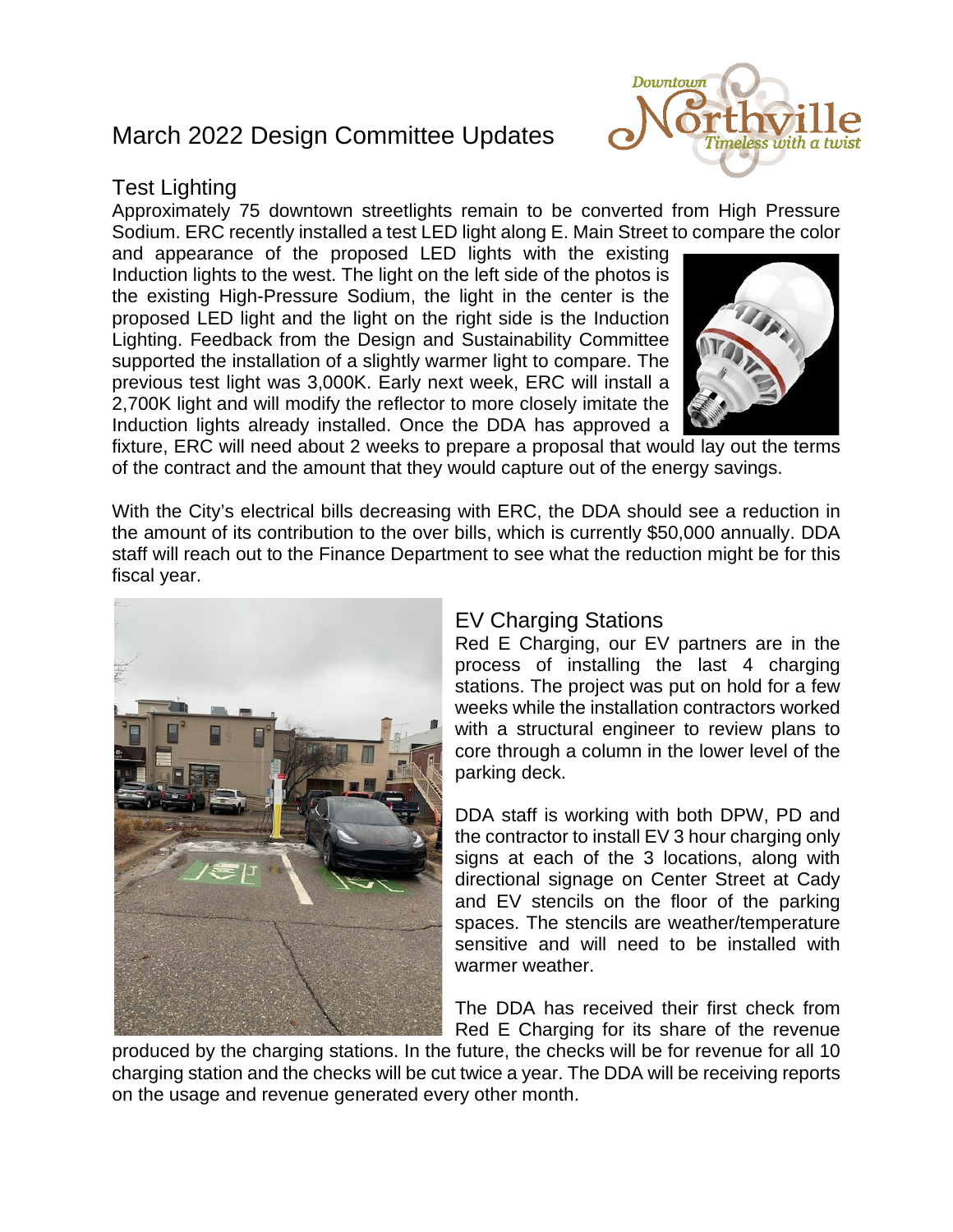# March 2022 Design Committee Updates

## Test Lighting

Approximately 75 downtown streetlights remain to be converted from High Pressure Sodium. ERC recently installed a test LED light along E. Main Street to compare the color and appearance of the proposed LED lights with the existing Induction lights to the west. The light on the left side of the photos is the existing High-Pressure Sodium, the light in the center is the proposed LED light and the light on the right side is the Induction Lighting. Feedback from the Design and Sustainability Committee supported the installation of a slightly warmer light to compare. The previous test light was 3,000K. Early next week, ERC will install a 2,700K light and will modify the reflector to more closely imitate the Induction lights already installed. Once the DDA has approved a fixture, ERC will need about 2 weeks to prepare a proposal that would lay out the terms of the contract and the amount that they would capture out of the energy savings.

With the City's electrical bills decreasing with ERC, the DDA should see a reduction in the amount of its contribution to the over bills, which is currently $50,000 annually. DDA staff will reach out to the Finance Department to see what the reduction might be for this fiscal year.

## EV Charging Stations

Red E Charging, our EV partners are in the process of installing the last 4 charging stations. The project was put on hold for a few weeks while the installation contractors worked with a structural engineer to review plans to core through a column in the lower level of the parking deck.

DDA staff is working with both DPW, PD and the contractor to install EV 3 hour charging only signs at each of the 3 locations, along with directional signage on Center Street at Cady and EV stencils on the floor of the parking spaces. The stencils are weather/temperature sensitive and will need to be installed with warmer weather.

The DDA has received their first check from Red E Charging for its share of the revenue produced by the charging stations. In the future, the checks will be for revenue for all 10 charging station and the checks will be cut twice a year. The DDA will be receiving reports on the usage and revenue generated every other month.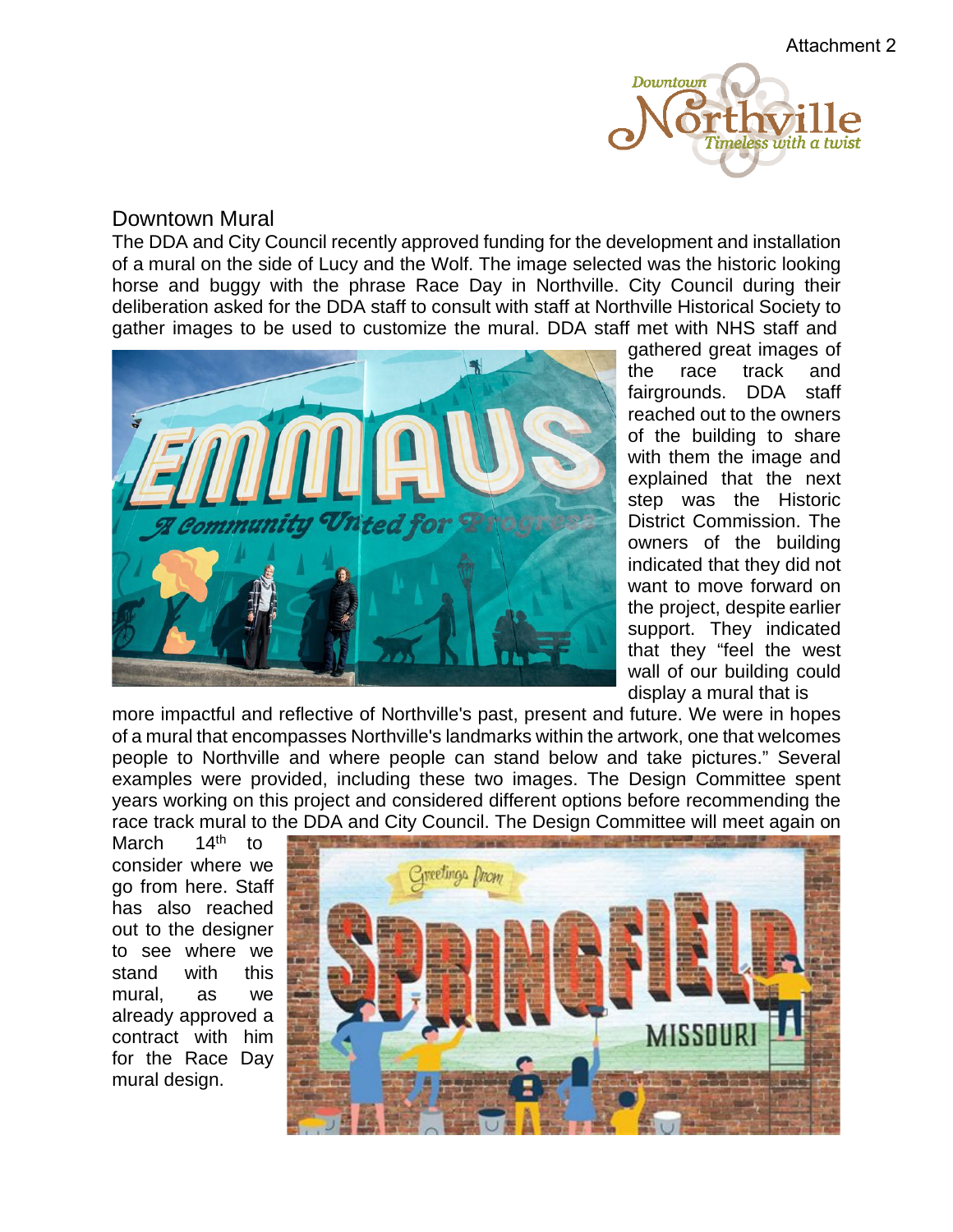Attachment 2

## Downtown Mural

The DDA and City Council recently approved funding for the development and installation of a mural on the side of Lucy and the Wolf. The image selected was the historic looking horse and buggy with the phrase Race Day in Northville. City Council during their deliberation asked for the DDA staff to consult with staff at Northville Historical Society to gather images to be used to customize the mural. DDA staff met with NHS staff and gathered great images of the race track and fairgrounds. DDA staff reached out to the owners of the building to share with them the image and explained that the next step was the Historic District Commission. The owners of the building indicated that they did not want to move forward on the project, despite earlier support. They indicated that they "feel the west wall of our building could display a mural that is more impactful and reflective of Northville's past, present and future. We were in hopes of a mural that encompasses Northville's landmarks within the artwork, one that welcomes people to Northville and where people can stand below and take pictures." Several examples were provided, including these two images. The Design Committee spent years working on this project and considered different options before recommending the race track mural to the DDA and City Council. The Design Committee will meet again on March 14th to consider where we go from here. Staff has also reached out to the designer to see where we stand with this mural, as we already approved a contract with him for the Race Day mural design.